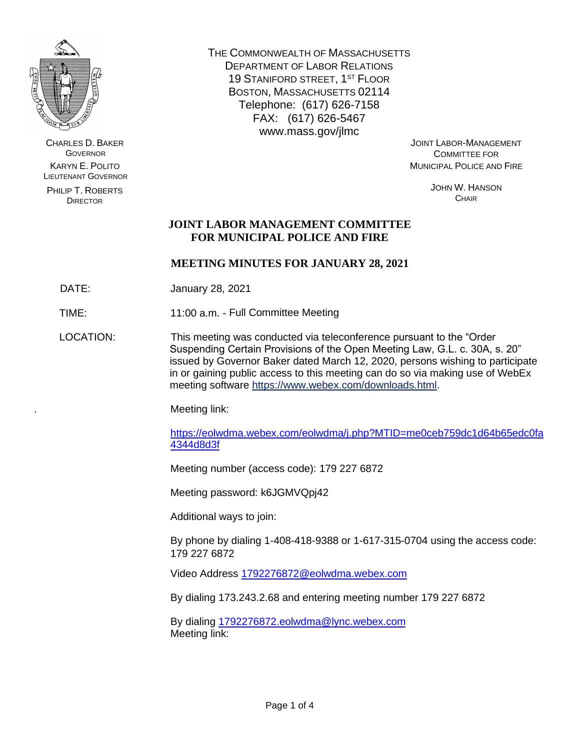THE COMMONWEALTH OF MASSACHUSETTS
DEPARTMENT OF LABOR RELATIONS
19 STANIFORD STREET, 1ST FLOOR
BOSTON, MASSACHUSETTS 02114
Telephone: (617) 626-7158
FAX: (617) 626-5467
www.mass.gov/jlmc

CHARLES D. BAKER
GOVERNOR

KARYN E. POLITO
LIEUTENANT GOVERNOR

PHILIP T. ROBERTS
DIRECTOR

JOINT LABOR-MANAGEMENT
COMMITTEE FOR
MUNICIPAL POLICE AND FIRE

JOHN W. HANSON
CHAIR

# JOINT LABOR MANAGEMENT COMMITTEE FOR MUNICIPAL POLICE AND FIRE

## MEETING MINUTES FOR JANUARY 28, 2021

DATE: January 28, 2021

TIME: 11:00 a.m. - Full Committee Meeting

LOCATION: This meeting was conducted via teleconference pursuant to the "Order Suspending Certain Provisions of the Open Meeting Law, G.L. c. 30A, s. 20" issued by Governor Baker dated March 12, 2020, persons wishing to participate in or gaining public access to this meeting can do so via making use of WebEx meeting software https://www.webex.com/downloads.html.

Meeting link:

https://eolwdma.webex.com/eolwdma/j.php?MTID=me0ceb759dc1d64b65edc0fa4344d8d3f

Meeting number (access code): 179 227 6872

Meeting password: k6JGMVQpj42

Additional ways to join:

By phone by dialing 1-408-418-9388 or 1-617-315-0704 using the access code: 179 227 6872

Video Address 1792276872@eolwdma.webex.com

By dialing 173.243.2.68 and entering meeting number 179 227 6872

By dialing 1792276872.eolwdma@lync.webex.com
Meeting link: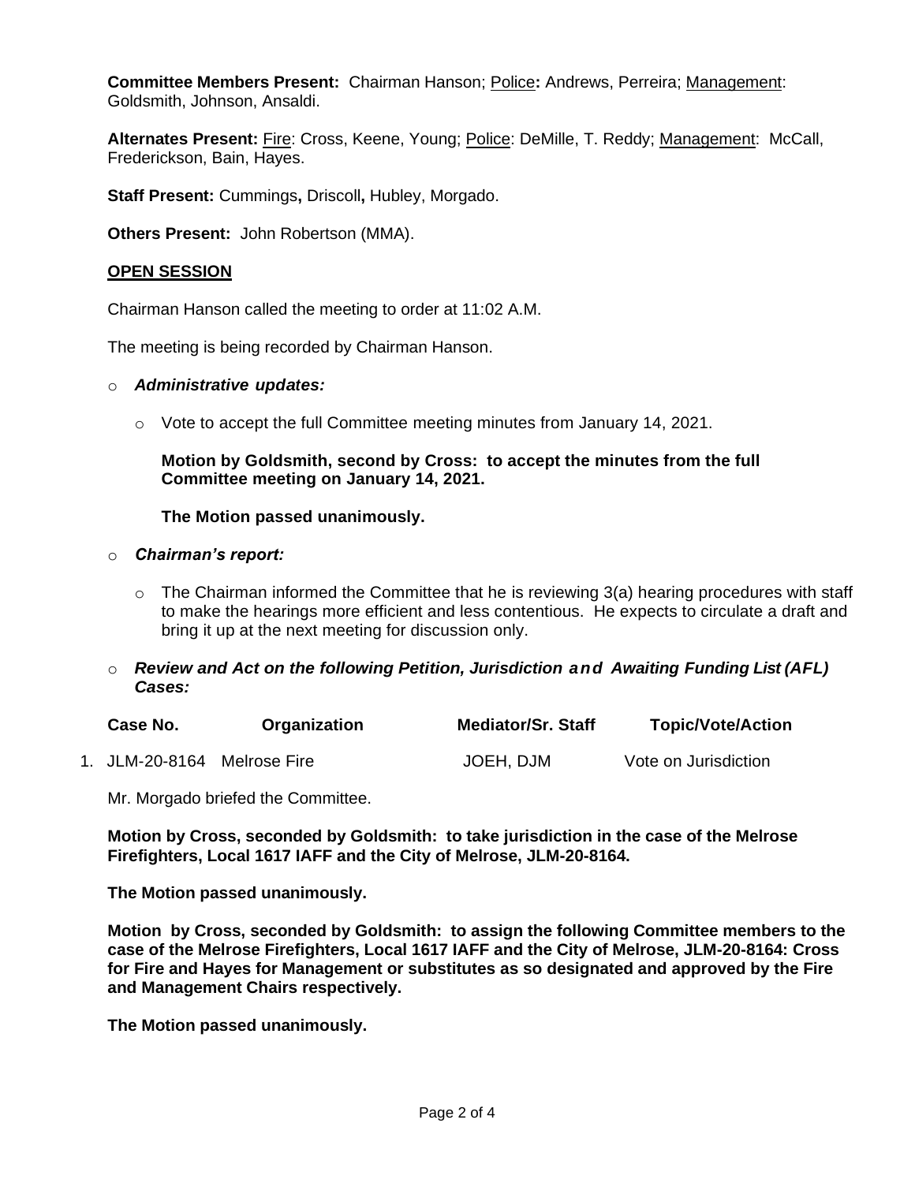**Committee Members Present:** Chairman Hanson; Police**:** Andrews, Perreira; Management: Goldsmith, Johnson, Ansaldi.

**Alternates Present:** Fire: Cross, Keene, Young; Police: DeMille, T. Reddy; Management: McCall, Frederickson, Bain, Hayes.

**Staff Present:** Cummings**,** Driscoll**,** Hubley, Morgado.

**Others Present:** John Robertson (MMA).

## OPEN SESSION

Chairman Hanson called the meeting to order at 11:02 A.M.

The meeting is being recorded by Chairman Hanson.

- ***Administrative updates:***
  - Vote to accept the full Committee meeting minutes from January 14, 2021.

    **Motion by Goldsmith, second by Cross: to accept the minutes from the full Committee meeting on January 14, 2021.**

    **The Motion passed unanimously.**

- ***Chairman's report:***
  - The Chairman informed the Committee that he is reviewing 3(a) hearing procedures with staff to make the hearings more efficient and less contentious. He expects to circulate a draft and bring it up at the next meeting for discussion only.

- ***Review and Act on the following Petition, Jurisdiction and Awaiting Funding List (AFL) Cases:***

| Case No. | Organization | Mediator/Sr. Staff | Topic/Vote/Action |
|---|---|---|---|
| 1. JLM-20-8164 | Melrose Fire | JOEH, DJM | Vote on Jurisdiction |

Mr. Morgado briefed the Committee.

**Motion by Cross, seconded by Goldsmith: to take jurisdiction in the case of the Melrose Firefighters, Local 1617 IAFF and the City of Melrose, JLM-20-8164.**

**The Motion passed unanimously.**

**Motion by Cross, seconded by Goldsmith: to assign the following Committee members to the case of the Melrose Firefighters, Local 1617 IAFF and the City of Melrose, JLM-20-8164: Cross for Fire and Hayes for Management or substitutes as so designated and approved by the Fire and Management Chairs respectively.**

**The Motion passed unanimously.**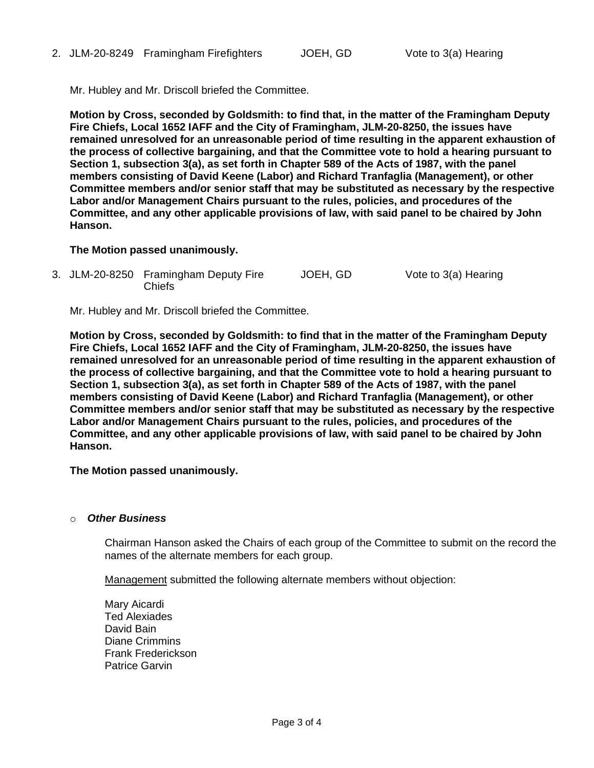2. JLM-20-8249 Framingham Firefighters JOEH, GD Vote to 3(a) Hearing

Mr. Hubley and Mr. Driscoll briefed the Committee.

**Motion by Cross, seconded by Goldsmith: to find that, in the matter of the Framingham Deputy Fire Chiefs, Local 1652 IAFF and the City of Framingham, JLM-20-8250, the issues have remained unresolved for an unreasonable period of time resulting in the apparent exhaustion of the process of collective bargaining, and that the Committee vote to hold a hearing pursuant to Section 1, subsection 3(a), as set forth in Chapter 589 of the Acts of 1987, with the panel members consisting of David Keene (Labor) and Richard Tranfaglia (Management), or other Committee members and/or senior staff that may be substituted as necessary by the respective Labor and/or Management Chairs pursuant to the rules, policies, and procedures of the Committee, and any other applicable provisions of law, with said panel to be chaired by John Hanson.**

**The Motion passed unanimously.**

3. JLM-20-8250 Framingham Deputy Fire Chiefs JOEH, GD Vote to 3(a) Hearing

Mr. Hubley and Mr. Driscoll briefed the Committee.

**Motion by Cross, seconded by Goldsmith: to find that in the matter of the Framingham Deputy Fire Chiefs, Local 1652 IAFF and the City of Framingham, JLM-20-8250, the issues have remained unresolved for an unreasonable period of time resulting in the apparent exhaustion of the process of collective bargaining, and that the Committee vote to hold a hearing pursuant to Section 1, subsection 3(a), as set forth in Chapter 589 of the Acts of 1987, with the panel members consisting of David Keene (Labor) and Richard Tranfaglia (Management), or other Committee members and/or senior staff that may be substituted as necessary by the respective Labor and/or Management Chairs pursuant to the rules, policies, and procedures of the Committee, and any other applicable provisions of law, with said panel to be chaired by John Hanson.**

**The Motion passed unanimously.**

- ***Other Business***

  Chairman Hanson asked the Chairs of each group of the Committee to submit on the record the names of the alternate members for each group.

  Management submitted the following alternate members without objection:

  Mary Aicardi
  Ted Alexiades
  David Bain
  Diane Crimmins
  Frank Frederickson
  Patrice Garvin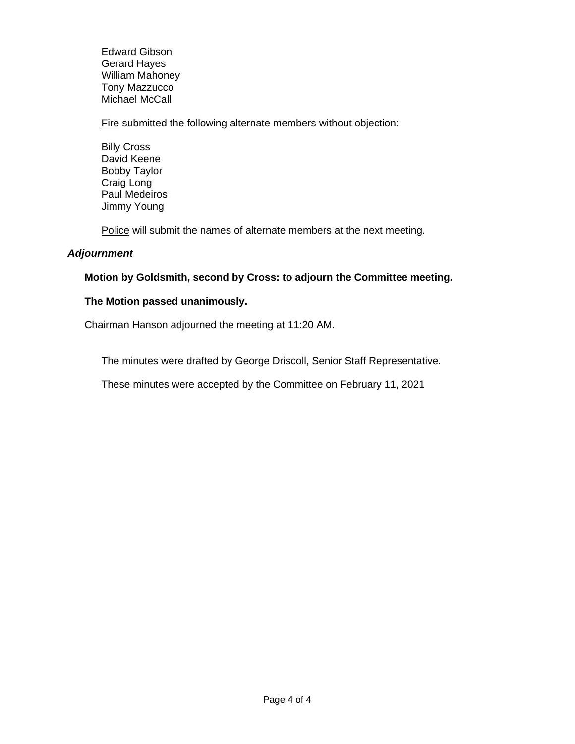Edward Gibson
Gerard Hayes
William Mahoney
Tony Mazzucco
Michael McCall

Fire submitted the following alternate members without objection:

Billy Cross
David Keene
Bobby Taylor
Craig Long
Paul Medeiros
Jimmy Young

Police will submit the names of alternate members at the next meeting.

### *Adjournment*

**Motion by Goldsmith, second by Cross: to adjourn the Committee meeting.**

**The Motion passed unanimously.**

Chairman Hanson adjourned the meeting at 11:20 AM.

The minutes were drafted by George Driscoll, Senior Staff Representative.

These minutes were accepted by the Committee on February 11, 2021